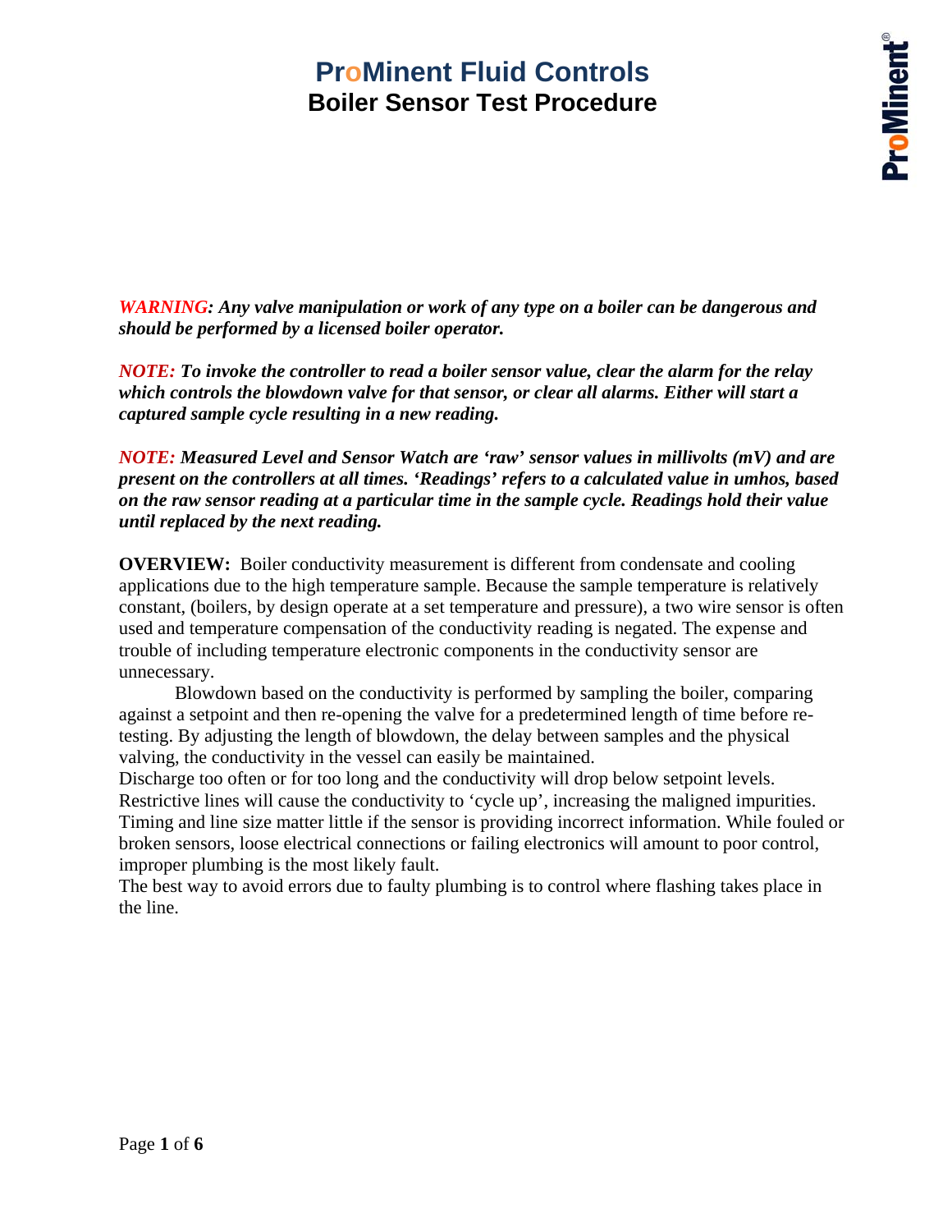# ProMinent Fluid Controls

## Boiler Sensor Test Procedure

***WARNING*: Any valve manipulation or work of any type on a boiler can be dangerous and should be performed by a licensed boiler operator.**

***NOTE:* To invoke the controller to read a boiler sensor value, clear the alarm for the relay which controls the blowdown valve for that sensor, or clear all alarms. Either will start a captured sample cycle resulting in a new reading.**

***NOTE:* Measured Level and Sensor Watch are 'raw' sensor values in millivolts (mV) and are present on the controllers at all times. 'Readings' refers to a calculated value in umhos, based on the raw sensor reading at a particular time in the sample cycle. Readings hold their value until replaced by the next reading.**

**OVERVIEW:** Boiler conductivity measurement is different from condensate and cooling applications due to the high temperature sample. Because the sample temperature is relatively constant, (boilers, by design operate at a set temperature and pressure), a two wire sensor is often used and temperature compensation of the conductivity reading is negated. The expense and trouble of including temperature electronic components in the conductivity sensor are unnecessary.

Blowdown based on the conductivity is performed by sampling the boiler, comparing against a setpoint and then re-opening the valve for a predetermined length of time before re-testing. By adjusting the length of blowdown, the delay between samples and the physical valving, the conductivity in the vessel can easily be maintained.

Discharge too often or for too long and the conductivity will drop below setpoint levels. Restrictive lines will cause the conductivity to 'cycle up', increasing the maligned impurities. Timing and line size matter little if the sensor is providing incorrect information. While fouled or broken sensors, loose electrical connections or failing electronics will amount to poor control, improper plumbing is the most likely fault.

The best way to avoid errors due to faulty plumbing is to control where flashing takes place in the line.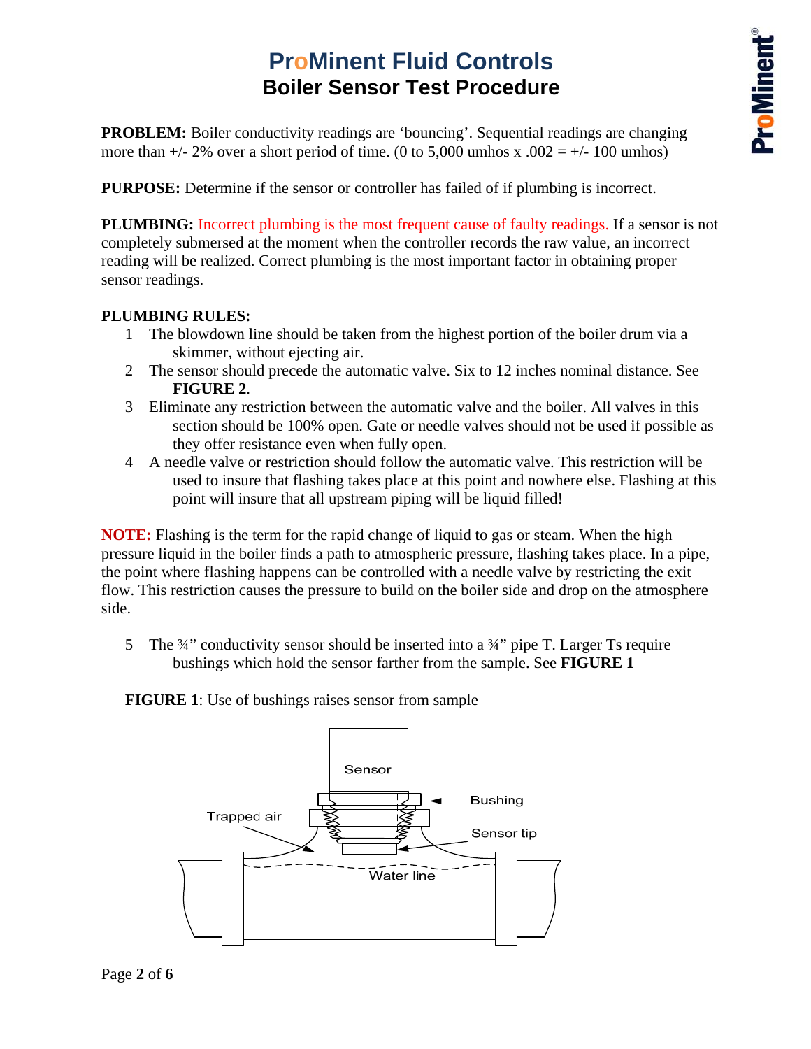# ProMinent Fluid Controls
## Boiler Sensor Test Procedure

**PROBLEM:** Boiler conductivity readings are 'bouncing'. Sequential readings are changing more than +/- 2% over a short period of time. (0 to 5,000 umhos x .002 = +/- 100 umhos)

**PURPOSE:** Determine if the sensor or controller has failed of if plumbing is incorrect.

**PLUMBING:** Incorrect plumbing is the most frequent cause of faulty readings. If a sensor is not completely submersed at the moment when the controller records the raw value, an incorrect reading will be realized. Correct plumbing is the most important factor in obtaining proper sensor readings.

**PLUMBING RULES:**

1. The blowdown line should be taken from the highest portion of the boiler drum via a skimmer, without ejecting air.
2. The sensor should precede the automatic valve. Six to 12 inches nominal distance. See **FIGURE 2**.
3. Eliminate any restriction between the automatic valve and the boiler. All valves in this section should be 100% open. Gate or needle valves should not be used if possible as they offer resistance even when fully open.
4. A needle valve or restriction should follow the automatic valve. This restriction will be used to insure that flashing takes place at this point and nowhere else. Flashing at this point will insure that all upstream piping will be liquid filled!

**NOTE:** Flashing is the term for the rapid change of liquid to gas or steam. When the high pressure liquid in the boiler finds a path to atmospheric pressure, flashing takes place. In a pipe, the point where flashing happens can be controlled with a needle valve by restricting the exit flow. This restriction causes the pressure to build on the boiler side and drop on the atmosphere side.

5. The ¾" conductivity sensor should be inserted into a ¾" pipe T. Larger Ts require bushings which hold the sensor farther from the sample. See **FIGURE 1**

**FIGURE 1**: Use of bushings raises sensor from sample

Sensor

Bushing

Trapped air

Sensor tip

Water line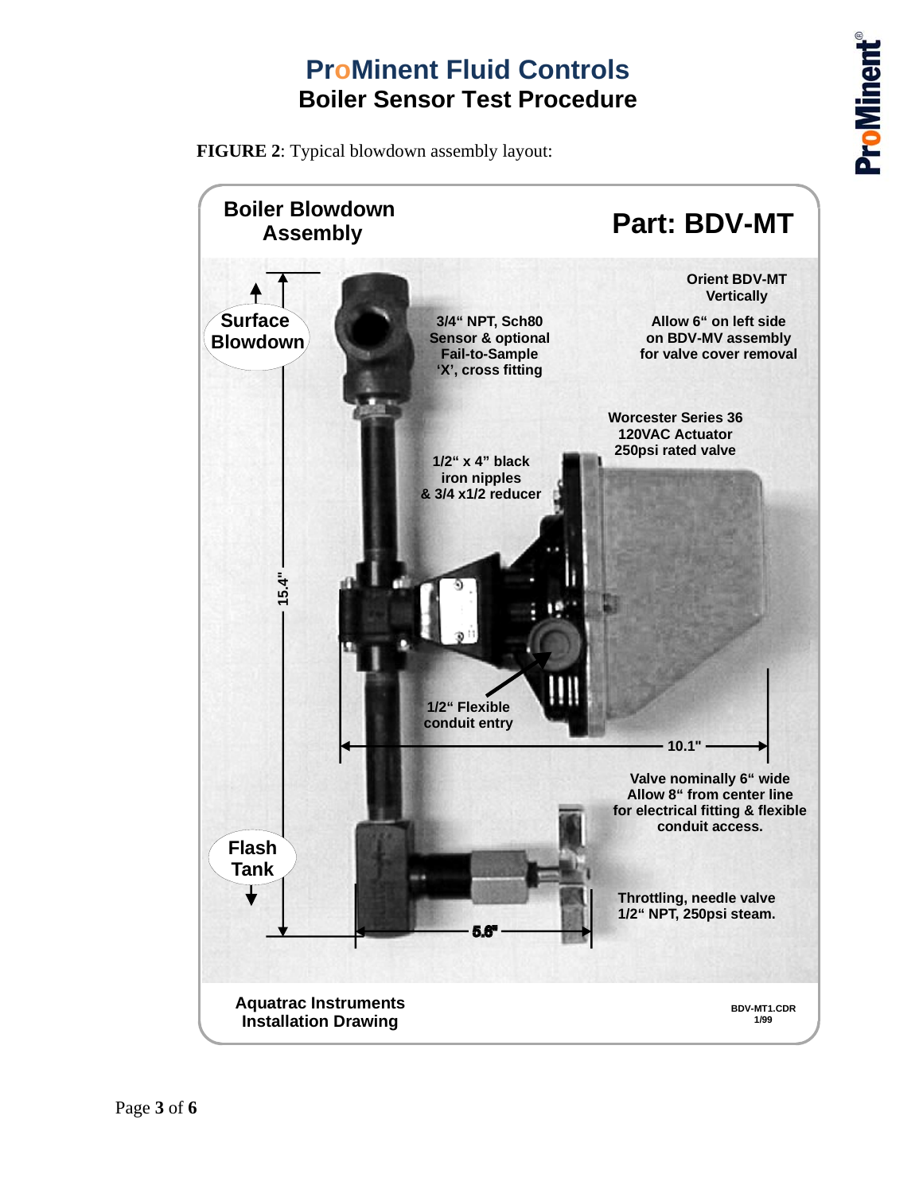# ProMinent Fluid Controls
## Boiler Sensor Test Procedure

**FIGURE 2**: Typical blowdown assembly layout:

**Boiler Blowdown Assembly**

**Part: BDV-MT**

**Surface Blowdown**

**3/4" NPT, Sch80 Sensor & optional Fail-to-Sample 'X', cross fitting**

**Orient BDV-MT Vertically**

**Allow 6" on left side on BDV-MV assembly for valve cover removal**

**Worcester Series 36 120VAC Actuator 250psi rated valve**

**1/2" x 4" black iron nipples & 3/4 x1/2 reducer**

**15.4"**

**1/2" Flexible conduit entry**

**10.1"**

**Valve nominally 6" wide Allow 8" from center line for electrical fitting & flexible conduit access.**

**Flash Tank**

**Throttling, needle valve 1/2" NPT, 250psi steam.**

**5.6"**

**Aquatrac Instruments Installation Drawing**

**BDV-MT1.CDR 1/99**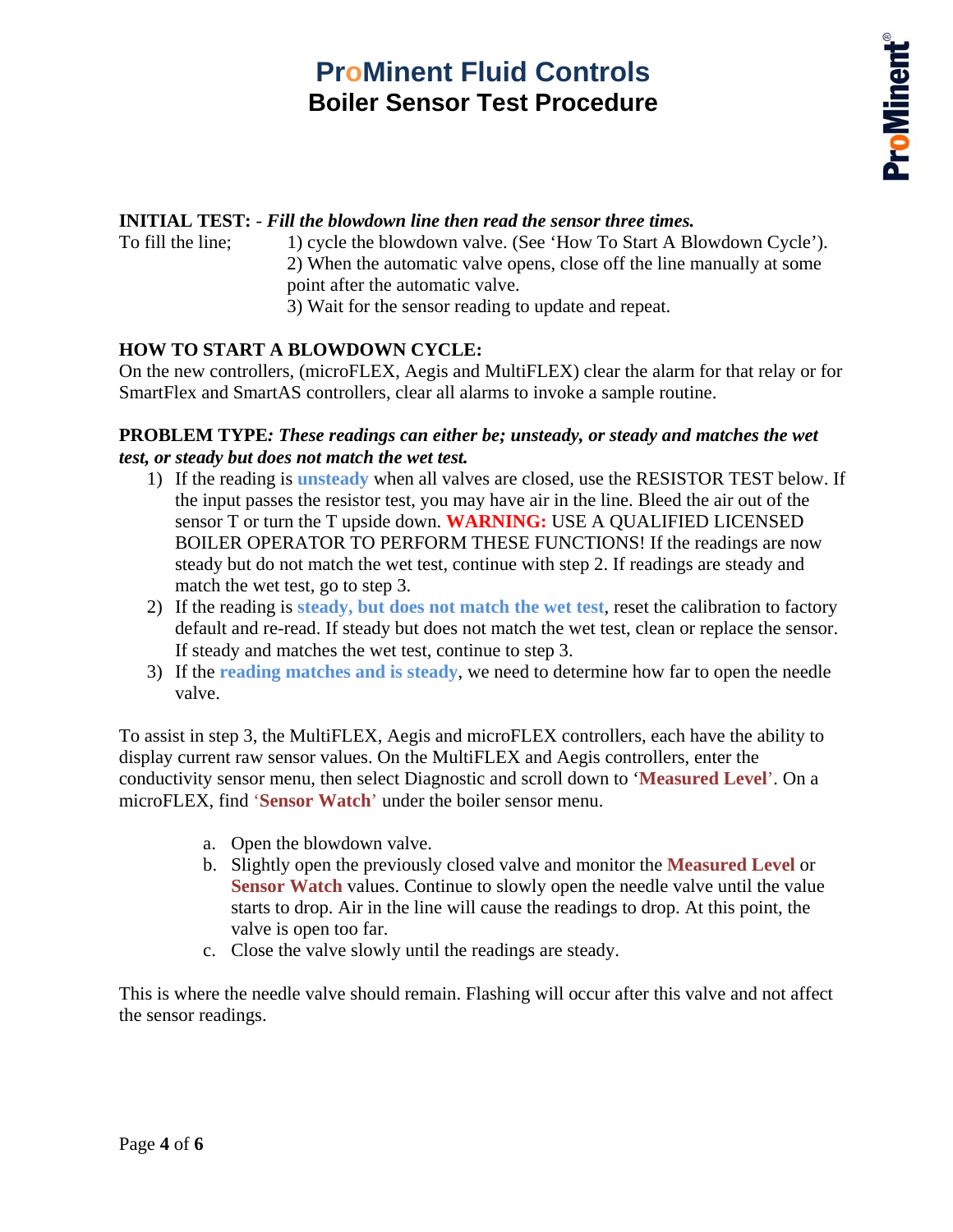# ProMinent Fluid Controls

## Boiler Sensor Test Procedure

**INITIAL TEST: -** ***Fill the blowdown line then read the sensor three times.***

To fill the line;

1) cycle the blowdown valve. (See 'How To Start A Blowdown Cycle').
2) When the automatic valve opens, close off the line manually at some point after the automatic valve.
3) Wait for the sensor reading to update and repeat.

**HOW TO START A BLOWDOWN CYCLE:**

On the new controllers, (microFLEX, Aegis and MultiFLEX) clear the alarm for that relay or for SmartFlex and SmartAS controllers, clear all alarms to invoke a sample routine.

**PROBLEM TYPE*****: These readings can either be; unsteady, or steady and matches the wet test, or steady but does not match the wet test.***

1) If the reading is **unsteady** when all valves are closed, use the RESISTOR TEST below. If the input passes the resistor test, you may have air in the line. Bleed the air out of the sensor T or turn the T upside down. **WARNING:** USE A QUALIFIED LICENSED BOILER OPERATOR TO PERFORM THESE FUNCTIONS! If the readings are now steady but do not match the wet test, continue with step 2. If readings are steady and match the wet test, go to step 3.
2) If the reading is **steady, but does not match the wet test**, reset the calibration to factory default and re-read. If steady but does not match the wet test, clean or replace the sensor. If steady and matches the wet test, continue to step 3.
3) If the **reading matches and is steady**, we need to determine how far to open the needle valve.

To assist in step 3, the MultiFLEX, Aegis and microFLEX controllers, each have the ability to display current raw sensor values. On the MultiFLEX and Aegis controllers, enter the conductivity sensor menu, then select Diagnostic and scroll down to '**Measured Level**'. On a microFLEX, find '**Sensor Watch**' under the boiler sensor menu.

a. Open the blowdown valve.
b. Slightly open the previously closed valve and monitor the **Measured Level** or **Sensor Watch** values. Continue to slowly open the needle valve until the value starts to drop. Air in the line will cause the readings to drop. At this point, the valve is open too far.
c. Close the valve slowly until the readings are steady.

This is where the needle valve should remain. Flashing will occur after this valve and not affect the sensor readings.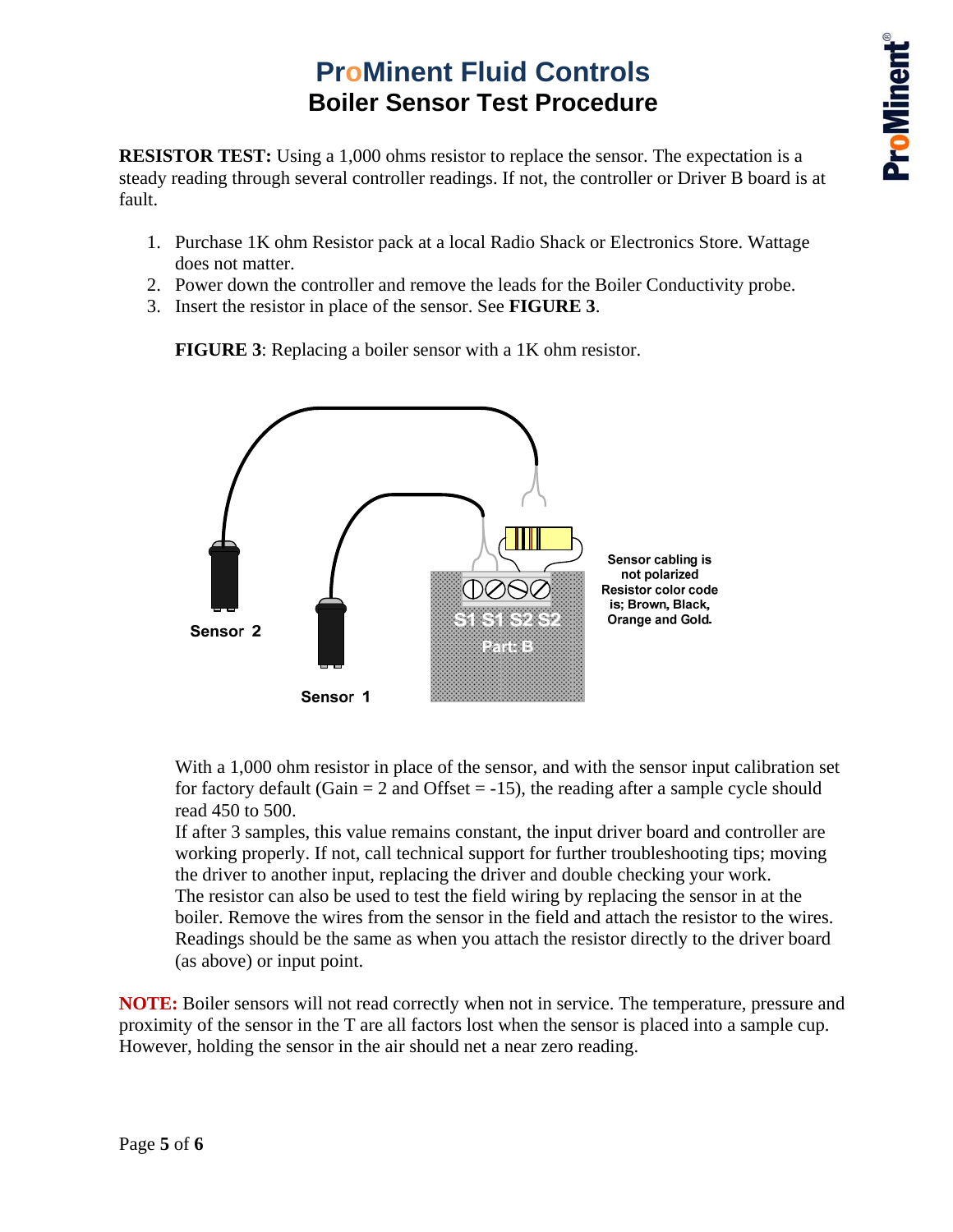# ProMinent Fluid Controls

## Boiler Sensor Test Procedure

**RESISTOR TEST:** Using a 1,000 ohms resistor to replace the sensor. The expectation is a steady reading through several controller readings. If not, the controller or Driver B board is at fault.

1. Purchase 1K ohm Resistor pack at a local Radio Shack or Electronics Store. Wattage does not matter.
2. Power down the controller and remove the leads for the Boiler Conductivity probe.
3. Insert the resistor in place of the sensor. See **FIGURE 3**.

**FIGURE 3**: Replacing a boiler sensor with a 1K ohm resistor.

Sensor cabling is not polarized
Resistor color code is; Brown, Black, Orange and Gold.

With a 1,000 ohm resistor in place of the sensor, and with the sensor input calibration set for factory default (Gain = 2 and Offset = -15), the reading after a sample cycle should read 450 to 500.
If after 3 samples, this value remains constant, the input driver board and controller are working properly. If not, call technical support for further troubleshooting tips; moving the driver to another input, replacing the driver and double checking your work.
The resistor can also be used to test the field wiring by replacing the sensor in at the boiler. Remove the wires from the sensor in the field and attach the resistor to the wires. Readings should be the same as when you attach the resistor directly to the driver board (as above) or input point.

**NOTE:** Boiler sensors will not read correctly when not in service. The temperature, pressure and proximity of the sensor in the T are all factors lost when the sensor is placed into a sample cup. However, holding the sensor in the air should net a near zero reading.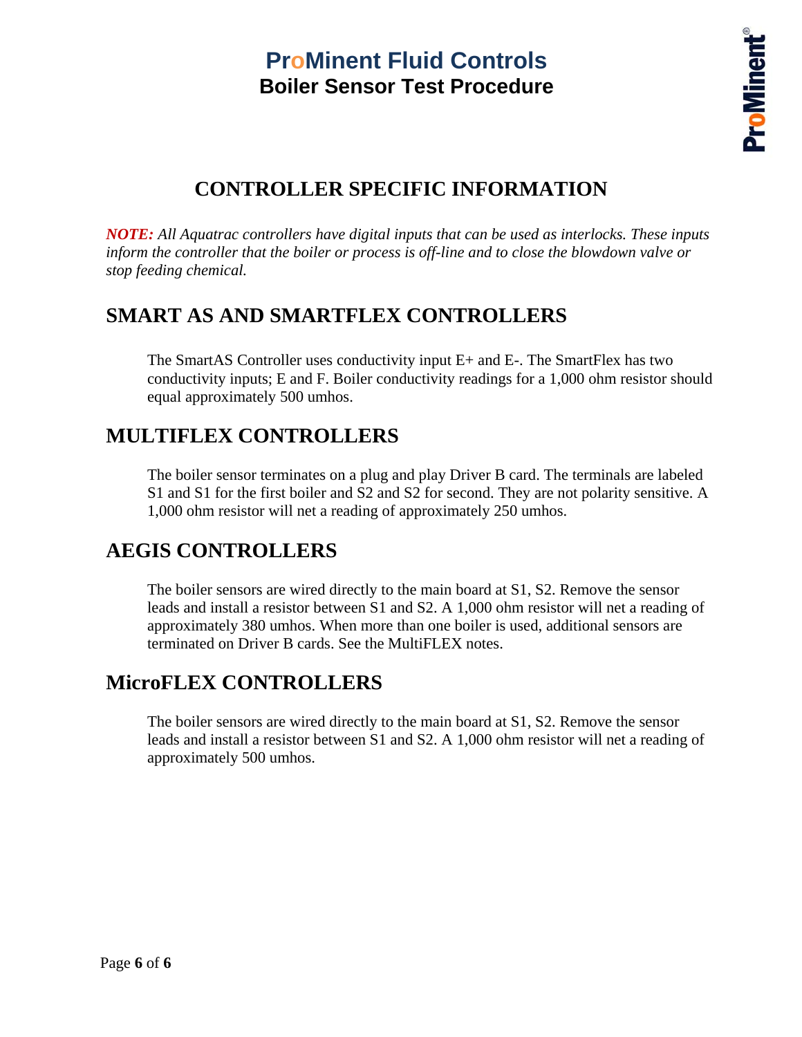# CONTROLLER SPECIFIC INFORMATION

***NOTE:*** *All Aquatrac controllers have digital inputs that can be used as interlocks. These inputs inform the controller that the boiler or process is off-line and to close the blowdown valve or stop feeding chemical.*

## SMART AS AND SMARTFLEX CONTROLLERS

The SmartAS Controller uses conductivity input E+ and E-. The SmartFlex has two conductivity inputs; E and F. Boiler conductivity readings for a 1,000 ohm resistor should equal approximately 500 umhos.

## MULTIFLEX CONTROLLERS

The boiler sensor terminates on a plug and play Driver B card. The terminals are labeled S1 and S1 for the first boiler and S2 and S2 for second. They are not polarity sensitive. A 1,000 ohm resistor will net a reading of approximately 250 umhos.

## AEGIS CONTROLLERS

The boiler sensors are wired directly to the main board at S1, S2. Remove the sensor leads and install a resistor between S1 and S2. A 1,000 ohm resistor will net a reading of approximately 380 umhos. When more than one boiler is used, additional sensors are terminated on Driver B cards. See the MultiFLEX notes.

## MicroFLEX CONTROLLERS

The boiler sensors are wired directly to the main board at S1, S2. Remove the sensor leads and install a resistor between S1 and S2. A 1,000 ohm resistor will net a reading of approximately 500 umhos.